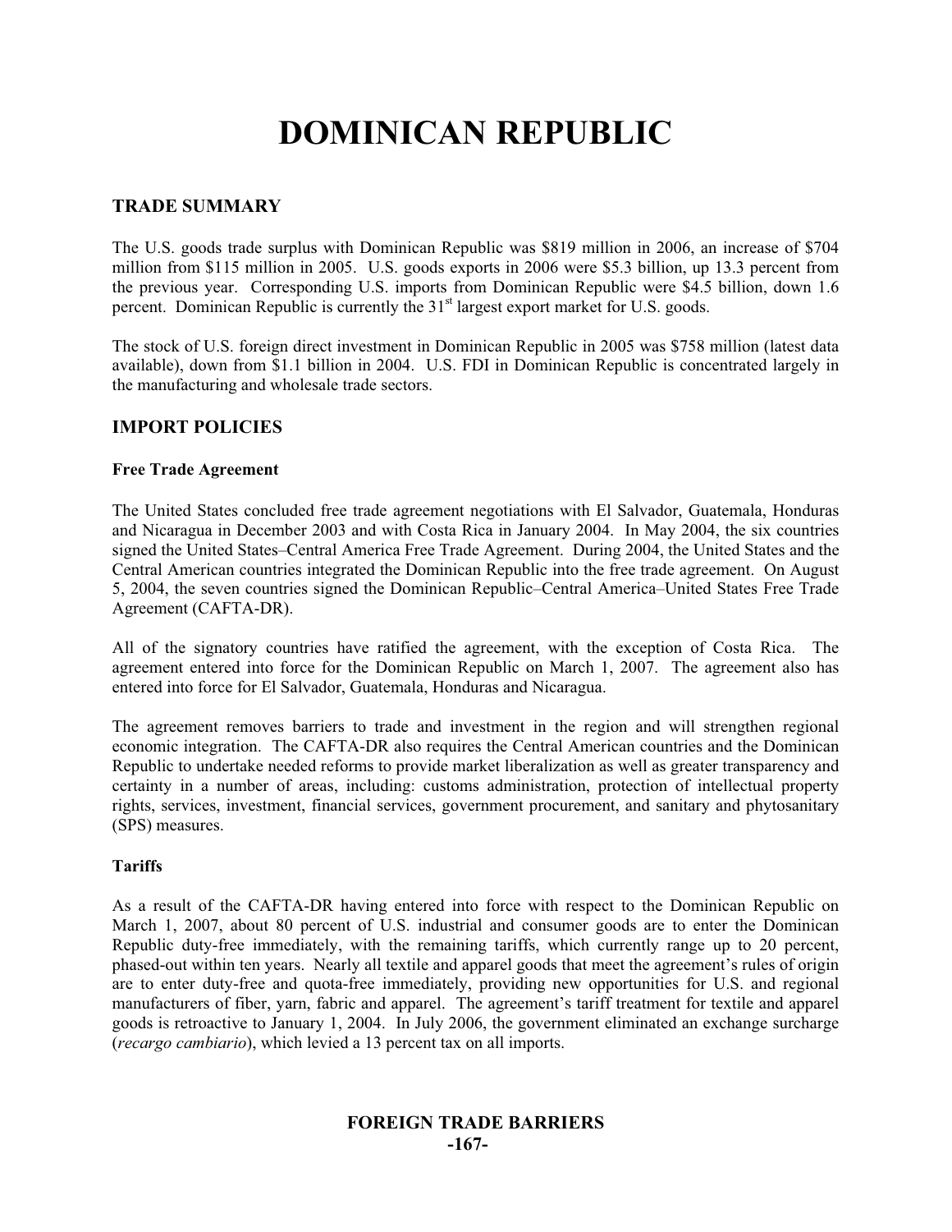# DOMINICAN REPUBLIC

## TRADE SUMMARY

The U.S. goods trade surplus with Dominican Republic was $819 million in 2006, an increase of $704 million from $115 million in 2005. U.S. goods exports in 2006 were $5.3 billion, up 13.3 percent from the previous year. Corresponding U.S. imports from Dominican Republic were $4.5 billion, down 1.6 percent. Dominican Republic is currently the 31st largest export market for U.S. goods.

The stock of U.S. foreign direct investment in Dominican Republic in 2005 was $758 million (latest data available), down from $1.1 billion in 2004. U.S. FDI in Dominican Republic is concentrated largely in the manufacturing and wholesale trade sectors.

## IMPORT POLICIES

### Free Trade Agreement

The United States concluded free trade agreement negotiations with El Salvador, Guatemala, Honduras and Nicaragua in December 2003 and with Costa Rica in January 2004. In May 2004, the six countries signed the United States–Central America Free Trade Agreement. During 2004, the United States and the Central American countries integrated the Dominican Republic into the free trade agreement. On August 5, 2004, the seven countries signed the Dominican Republic–Central America–United States Free Trade Agreement (CAFTA-DR).

All of the signatory countries have ratified the agreement, with the exception of Costa Rica. The agreement entered into force for the Dominican Republic on March 1, 2007. The agreement also has entered into force for El Salvador, Guatemala, Honduras and Nicaragua.

The agreement removes barriers to trade and investment in the region and will strengthen regional economic integration. The CAFTA-DR also requires the Central American countries and the Dominican Republic to undertake needed reforms to provide market liberalization as well as greater transparency and certainty in a number of areas, including: customs administration, protection of intellectual property rights, services, investment, financial services, government procurement, and sanitary and phytosanitary (SPS) measures.

### Tariffs

As a result of the CAFTA-DR having entered into force with respect to the Dominican Republic on March 1, 2007, about 80 percent of U.S. industrial and consumer goods are to enter the Dominican Republic duty-free immediately, with the remaining tariffs, which currently range up to 20 percent, phased-out within ten years. Nearly all textile and apparel goods that meet the agreement's rules of origin are to enter duty-free and quota-free immediately, providing new opportunities for U.S. and regional manufacturers of fiber, yarn, fabric and apparel. The agreement's tariff treatment for textile and apparel goods is retroactive to January 1, 2004. In July 2006, the government eliminated an exchange surcharge (*recargo cambiario*), which levied a 13 percent tax on all imports.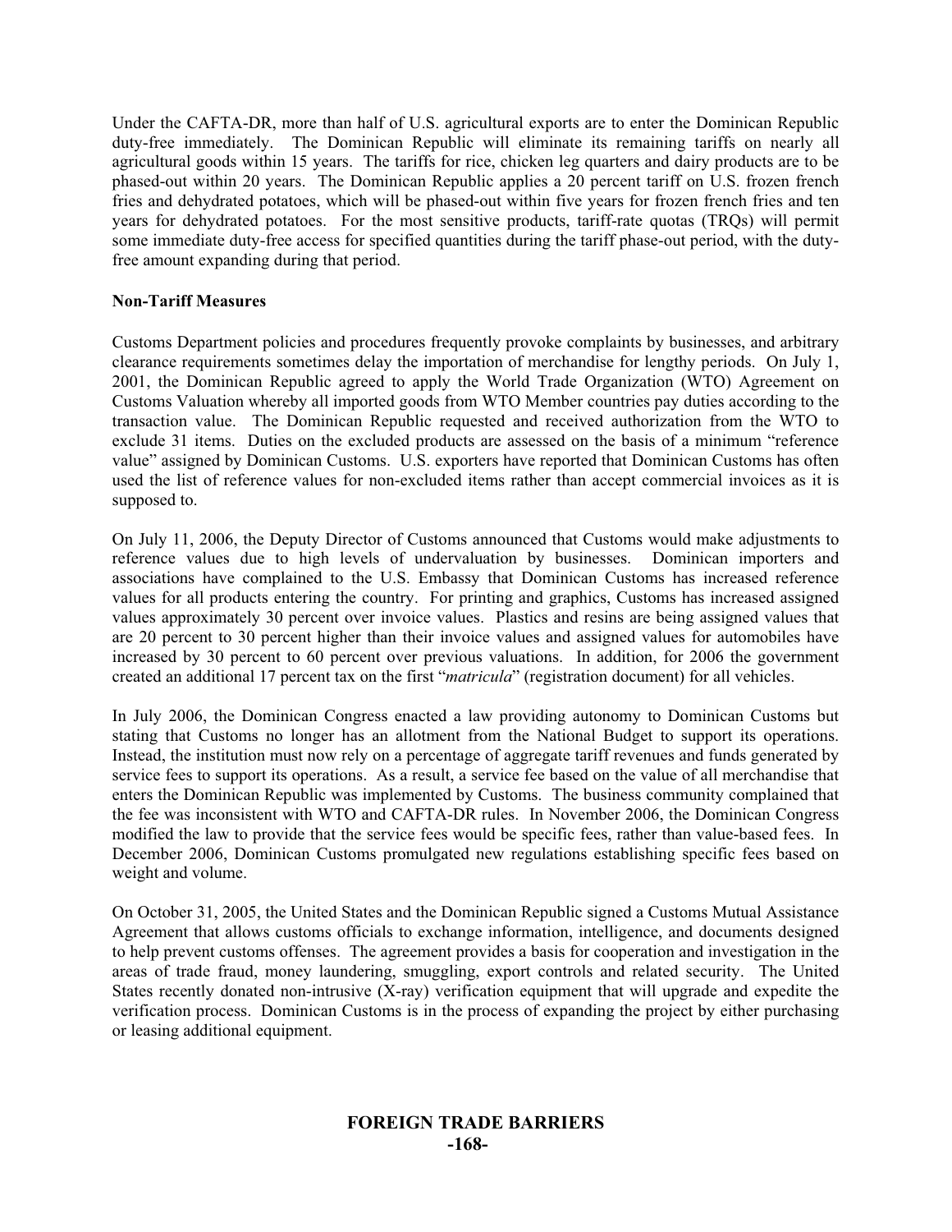Under the CAFTA-DR, more than half of U.S. agricultural exports are to enter the Dominican Republic duty-free immediately. The Dominican Republic will eliminate its remaining tariffs on nearly all agricultural goods within 15 years. The tariffs for rice, chicken leg quarters and dairy products are to be phased-out within 20 years. The Dominican Republic applies a 20 percent tariff on U.S. frozen french fries and dehydrated potatoes, which will be phased-out within five years for frozen french fries and ten years for dehydrated potatoes. For the most sensitive products, tariff-rate quotas (TRQs) will permit some immediate duty-free access for specified quantities during the tariff phase-out period, with the duty-free amount expanding during that period.

**Non-Tariff Measures**

Customs Department policies and procedures frequently provoke complaints by businesses, and arbitrary clearance requirements sometimes delay the importation of merchandise for lengthy periods. On July 1, 2001, the Dominican Republic agreed to apply the World Trade Organization (WTO) Agreement on Customs Valuation whereby all imported goods from WTO Member countries pay duties according to the transaction value. The Dominican Republic requested and received authorization from the WTO to exclude 31 items. Duties on the excluded products are assessed on the basis of a minimum "reference value" assigned by Dominican Customs. U.S. exporters have reported that Dominican Customs has often used the list of reference values for non-excluded items rather than accept commercial invoices as it is supposed to.

On July 11, 2006, the Deputy Director of Customs announced that Customs would make adjustments to reference values due to high levels of undervaluation by businesses. Dominican importers and associations have complained to the U.S. Embassy that Dominican Customs has increased reference values for all products entering the country. For printing and graphics, Customs has increased assigned values approximately 30 percent over invoice values. Plastics and resins are being assigned values that are 20 percent to 30 percent higher than their invoice values and assigned values for automobiles have increased by 30 percent to 60 percent over previous valuations. In addition, for 2006 the government created an additional 17 percent tax on the first "*matricula*" (registration document) for all vehicles.

In July 2006, the Dominican Congress enacted a law providing autonomy to Dominican Customs but stating that Customs no longer has an allotment from the National Budget to support its operations. Instead, the institution must now rely on a percentage of aggregate tariff revenues and funds generated by service fees to support its operations. As a result, a service fee based on the value of all merchandise that enters the Dominican Republic was implemented by Customs. The business community complained that the fee was inconsistent with WTO and CAFTA-DR rules. In November 2006, the Dominican Congress modified the law to provide that the service fees would be specific fees, rather than value-based fees. In December 2006, Dominican Customs promulgated new regulations establishing specific fees based on weight and volume.

On October 31, 2005, the United States and the Dominican Republic signed a Customs Mutual Assistance Agreement that allows customs officials to exchange information, intelligence, and documents designed to help prevent customs offenses. The agreement provides a basis for cooperation and investigation in the areas of trade fraud, money laundering, smuggling, export controls and related security. The United States recently donated non-intrusive (X-ray) verification equipment that will upgrade and expedite the verification process. Dominican Customs is in the process of expanding the project by either purchasing or leasing additional equipment.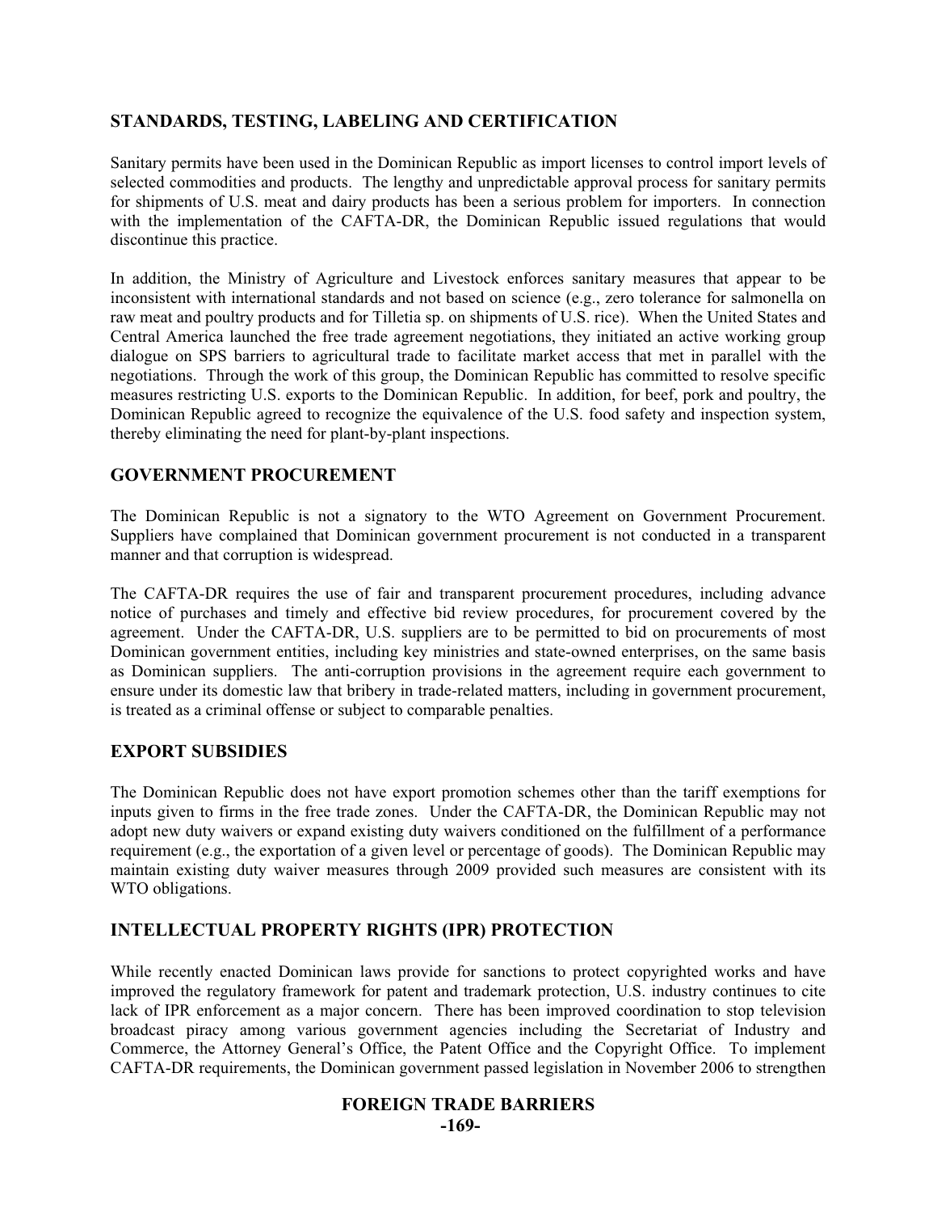## STANDARDS, TESTING, LABELING AND CERTIFICATION

Sanitary permits have been used in the Dominican Republic as import licenses to control import levels of selected commodities and products. The lengthy and unpredictable approval process for sanitary permits for shipments of U.S. meat and dairy products has been a serious problem for importers. In connection with the implementation of the CAFTA-DR, the Dominican Republic issued regulations that would discontinue this practice.

In addition, the Ministry of Agriculture and Livestock enforces sanitary measures that appear to be inconsistent with international standards and not based on science (e.g., zero tolerance for salmonella on raw meat and poultry products and for Tilletia sp. on shipments of U.S. rice). When the United States and Central America launched the free trade agreement negotiations, they initiated an active working group dialogue on SPS barriers to agricultural trade to facilitate market access that met in parallel with the negotiations. Through the work of this group, the Dominican Republic has committed to resolve specific measures restricting U.S. exports to the Dominican Republic. In addition, for beef, pork and poultry, the Dominican Republic agreed to recognize the equivalence of the U.S. food safety and inspection system, thereby eliminating the need for plant-by-plant inspections.

## GOVERNMENT PROCUREMENT

The Dominican Republic is not a signatory to the WTO Agreement on Government Procurement. Suppliers have complained that Dominican government procurement is not conducted in a transparent manner and that corruption is widespread.

The CAFTA-DR requires the use of fair and transparent procurement procedures, including advance notice of purchases and timely and effective bid review procedures, for procurement covered by the agreement. Under the CAFTA-DR, U.S. suppliers are to be permitted to bid on procurements of most Dominican government entities, including key ministries and state-owned enterprises, on the same basis as Dominican suppliers. The anti-corruption provisions in the agreement require each government to ensure under its domestic law that bribery in trade-related matters, including in government procurement, is treated as a criminal offense or subject to comparable penalties.

## EXPORT SUBSIDIES

The Dominican Republic does not have export promotion schemes other than the tariff exemptions for inputs given to firms in the free trade zones. Under the CAFTA-DR, the Dominican Republic may not adopt new duty waivers or expand existing duty waivers conditioned on the fulfillment of a performance requirement (e.g., the exportation of a given level or percentage of goods). The Dominican Republic may maintain existing duty waiver measures through 2009 provided such measures are consistent with its WTO obligations.

## INTELLECTUAL PROPERTY RIGHTS (IPR) PROTECTION

While recently enacted Dominican laws provide for sanctions to protect copyrighted works and have improved the regulatory framework for patent and trademark protection, U.S. industry continues to cite lack of IPR enforcement as a major concern. There has been improved coordination to stop television broadcast piracy among various government agencies including the Secretariat of Industry and Commerce, the Attorney General's Office, the Patent Office and the Copyright Office. To implement CAFTA-DR requirements, the Dominican government passed legislation in November 2006 to strengthen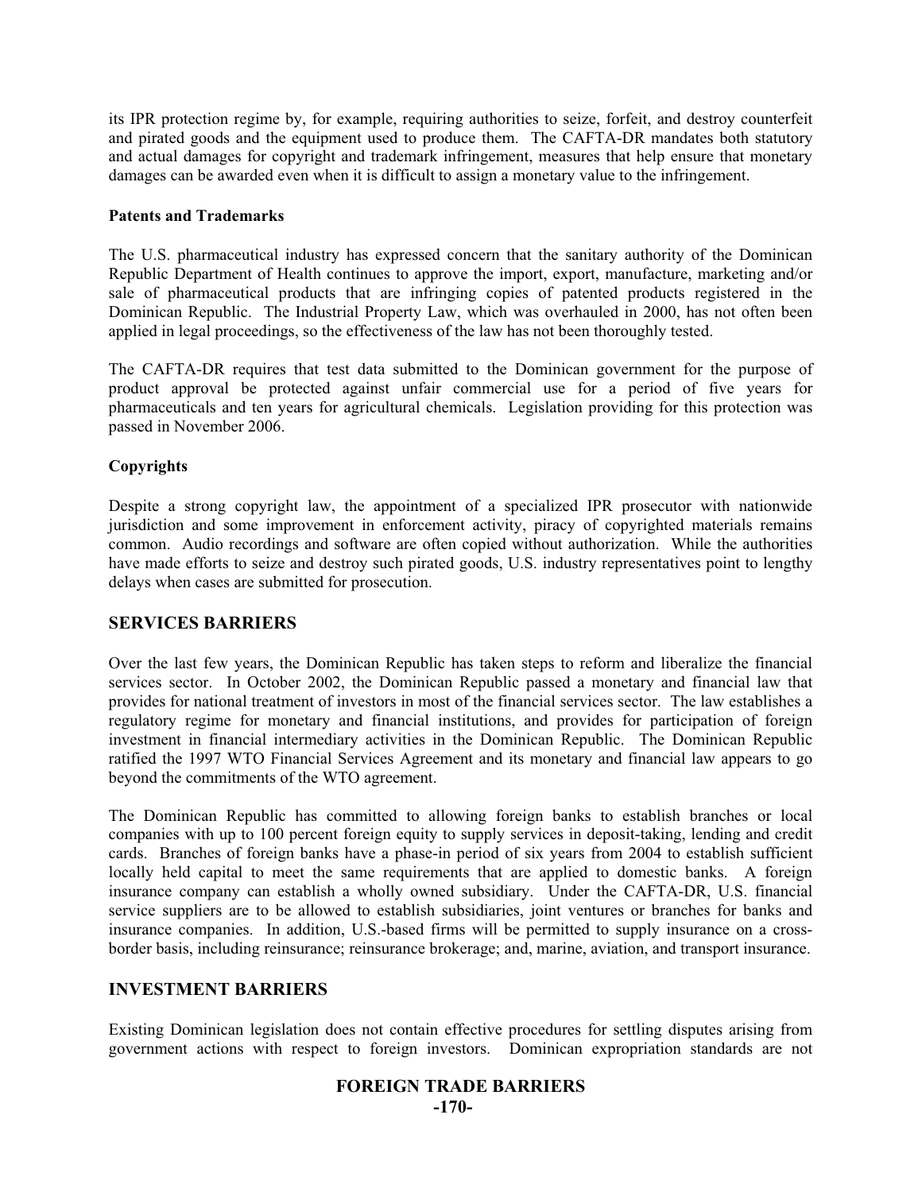its IPR protection regime by, for example, requiring authorities to seize, forfeit, and destroy counterfeit and pirated goods and the equipment used to produce them. The CAFTA-DR mandates both statutory and actual damages for copyright and trademark infringement, measures that help ensure that monetary damages can be awarded even when it is difficult to assign a monetary value to the infringement.

**Patents and Trademarks**

The U.S. pharmaceutical industry has expressed concern that the sanitary authority of the Dominican Republic Department of Health continues to approve the import, export, manufacture, marketing and/or sale of pharmaceutical products that are infringing copies of patented products registered in the Dominican Republic. The Industrial Property Law, which was overhauled in 2000, has not often been applied in legal proceedings, so the effectiveness of the law has not been thoroughly tested.

The CAFTA-DR requires that test data submitted to the Dominican government for the purpose of product approval be protected against unfair commercial use for a period of five years for pharmaceuticals and ten years for agricultural chemicals. Legislation providing for this protection was passed in November 2006.

**Copyrights**

Despite a strong copyright law, the appointment of a specialized IPR prosecutor with nationwide jurisdiction and some improvement in enforcement activity, piracy of copyrighted materials remains common. Audio recordings and software are often copied without authorization. While the authorities have made efforts to seize and destroy such pirated goods, U.S. industry representatives point to lengthy delays when cases are submitted for prosecution.

## SERVICES BARRIERS

Over the last few years, the Dominican Republic has taken steps to reform and liberalize the financial services sector. In October 2002, the Dominican Republic passed a monetary and financial law that provides for national treatment of investors in most of the financial services sector. The law establishes a regulatory regime for monetary and financial institutions, and provides for participation of foreign investment in financial intermediary activities in the Dominican Republic. The Dominican Republic ratified the 1997 WTO Financial Services Agreement and its monetary and financial law appears to go beyond the commitments of the WTO agreement.

The Dominican Republic has committed to allowing foreign banks to establish branches or local companies with up to 100 percent foreign equity to supply services in deposit-taking, lending and credit cards. Branches of foreign banks have a phase-in period of six years from 2004 to establish sufficient locally held capital to meet the same requirements that are applied to domestic banks. A foreign insurance company can establish a wholly owned subsidiary. Under the CAFTA-DR, U.S. financial service suppliers are to be allowed to establish subsidiaries, joint ventures or branches for banks and insurance companies. In addition, U.S.-based firms will be permitted to supply insurance on a cross-border basis, including reinsurance; reinsurance brokerage; and, marine, aviation, and transport insurance.

## INVESTMENT BARRIERS

Existing Dominican legislation does not contain effective procedures for settling disputes arising from government actions with respect to foreign investors. Dominican expropriation standards are not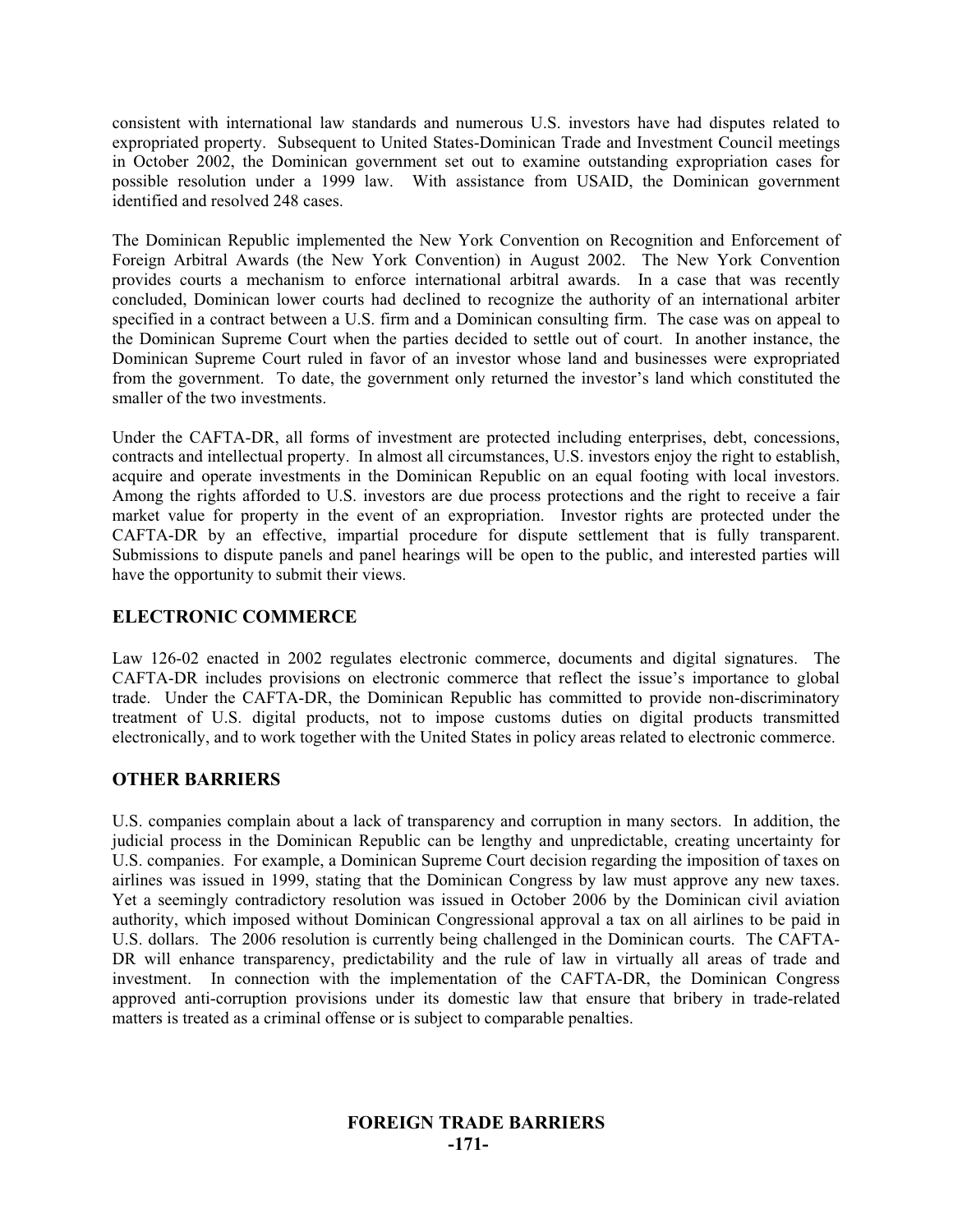consistent with international law standards and numerous U.S. investors have had disputes related to expropriated property. Subsequent to United States-Dominican Trade and Investment Council meetings in October 2002, the Dominican government set out to examine outstanding expropriation cases for possible resolution under a 1999 law. With assistance from USAID, the Dominican government identified and resolved 248 cases.

The Dominican Republic implemented the New York Convention on Recognition and Enforcement of Foreign Arbitral Awards (the New York Convention) in August 2002. The New York Convention provides courts a mechanism to enforce international arbitral awards. In a case that was recently concluded, Dominican lower courts had declined to recognize the authority of an international arbiter specified in a contract between a U.S. firm and a Dominican consulting firm. The case was on appeal to the Dominican Supreme Court when the parties decided to settle out of court. In another instance, the Dominican Supreme Court ruled in favor of an investor whose land and businesses were expropriated from the government. To date, the government only returned the investor's land which constituted the smaller of the two investments.

Under the CAFTA-DR, all forms of investment are protected including enterprises, debt, concessions, contracts and intellectual property. In almost all circumstances, U.S. investors enjoy the right to establish, acquire and operate investments in the Dominican Republic on an equal footing with local investors. Among the rights afforded to U.S. investors are due process protections and the right to receive a fair market value for property in the event of an expropriation. Investor rights are protected under the CAFTA-DR by an effective, impartial procedure for dispute settlement that is fully transparent. Submissions to dispute panels and panel hearings will be open to the public, and interested parties will have the opportunity to submit their views.

## ELECTRONIC COMMERCE

Law 126-02 enacted in 2002 regulates electronic commerce, documents and digital signatures. The CAFTA-DR includes provisions on electronic commerce that reflect the issue's importance to global trade. Under the CAFTA-DR, the Dominican Republic has committed to provide non-discriminatory treatment of U.S. digital products, not to impose customs duties on digital products transmitted electronically, and to work together with the United States in policy areas related to electronic commerce.

## OTHER BARRIERS

U.S. companies complain about a lack of transparency and corruption in many sectors. In addition, the judicial process in the Dominican Republic can be lengthy and unpredictable, creating uncertainty for U.S. companies. For example, a Dominican Supreme Court decision regarding the imposition of taxes on airlines was issued in 1999, stating that the Dominican Congress by law must approve any new taxes. Yet a seemingly contradictory resolution was issued in October 2006 by the Dominican civil aviation authority, which imposed without Dominican Congressional approval a tax on all airlines to be paid in U.S. dollars. The 2006 resolution is currently being challenged in the Dominican courts. The CAFTA-DR will enhance transparency, predictability and the rule of law in virtually all areas of trade and investment. In connection with the implementation of the CAFTA-DR, the Dominican Congress approved anti-corruption provisions under its domestic law that ensure that bribery in trade-related matters is treated as a criminal offense or is subject to comparable penalties.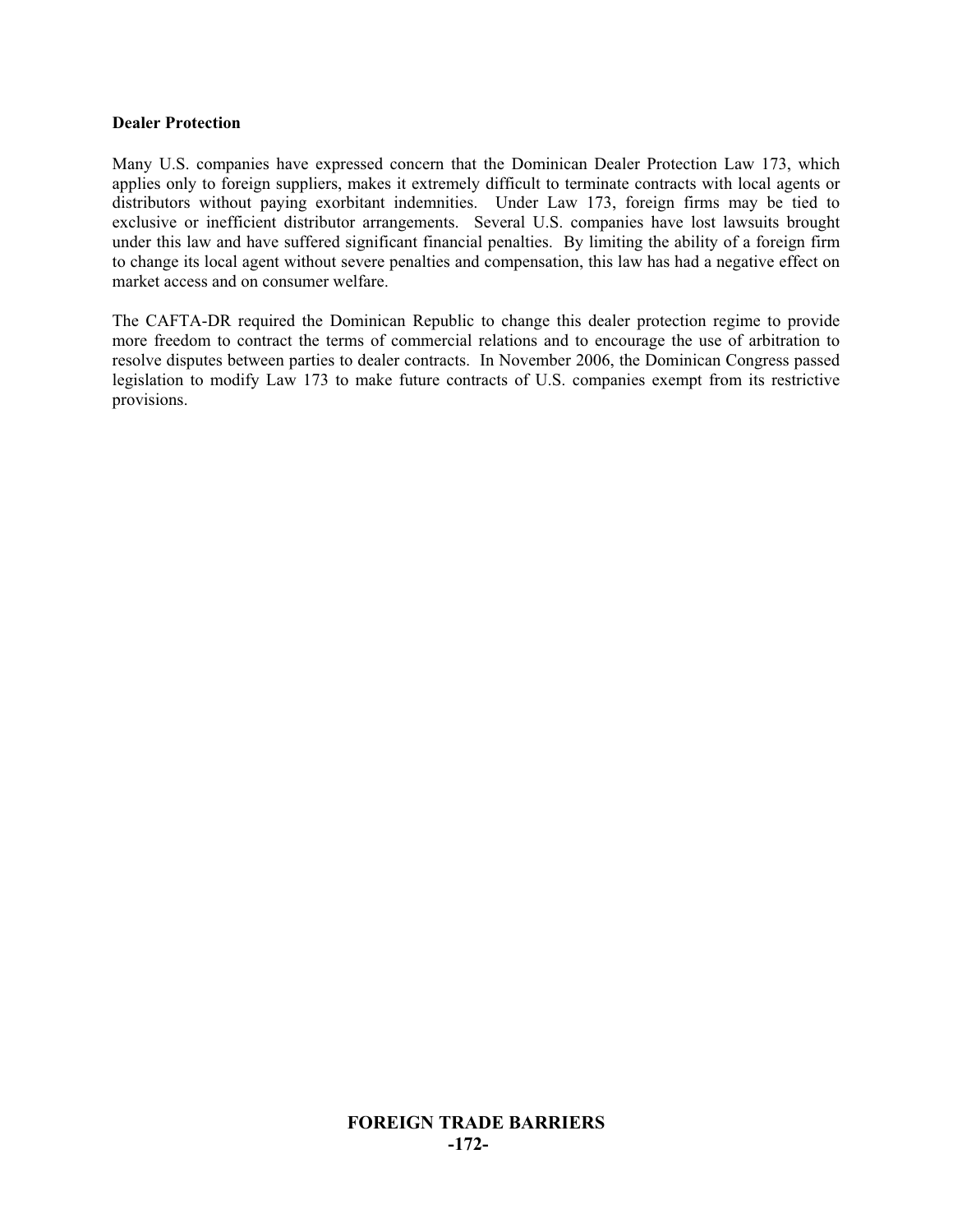**Dealer Protection**

Many U.S. companies have expressed concern that the Dominican Dealer Protection Law 173, which applies only to foreign suppliers, makes it extremely difficult to terminate contracts with local agents or distributors without paying exorbitant indemnities. Under Law 173, foreign firms may be tied to exclusive or inefficient distributor arrangements. Several U.S. companies have lost lawsuits brought under this law and have suffered significant financial penalties. By limiting the ability of a foreign firm to change its local agent without severe penalties and compensation, this law has had a negative effect on market access and on consumer welfare.

The CAFTA-DR required the Dominican Republic to change this dealer protection regime to provide more freedom to contract the terms of commercial relations and to encourage the use of arbitration to resolve disputes between parties to dealer contracts. In November 2006, the Dominican Congress passed legislation to modify Law 173 to make future contracts of U.S. companies exempt from its restrictive provisions.